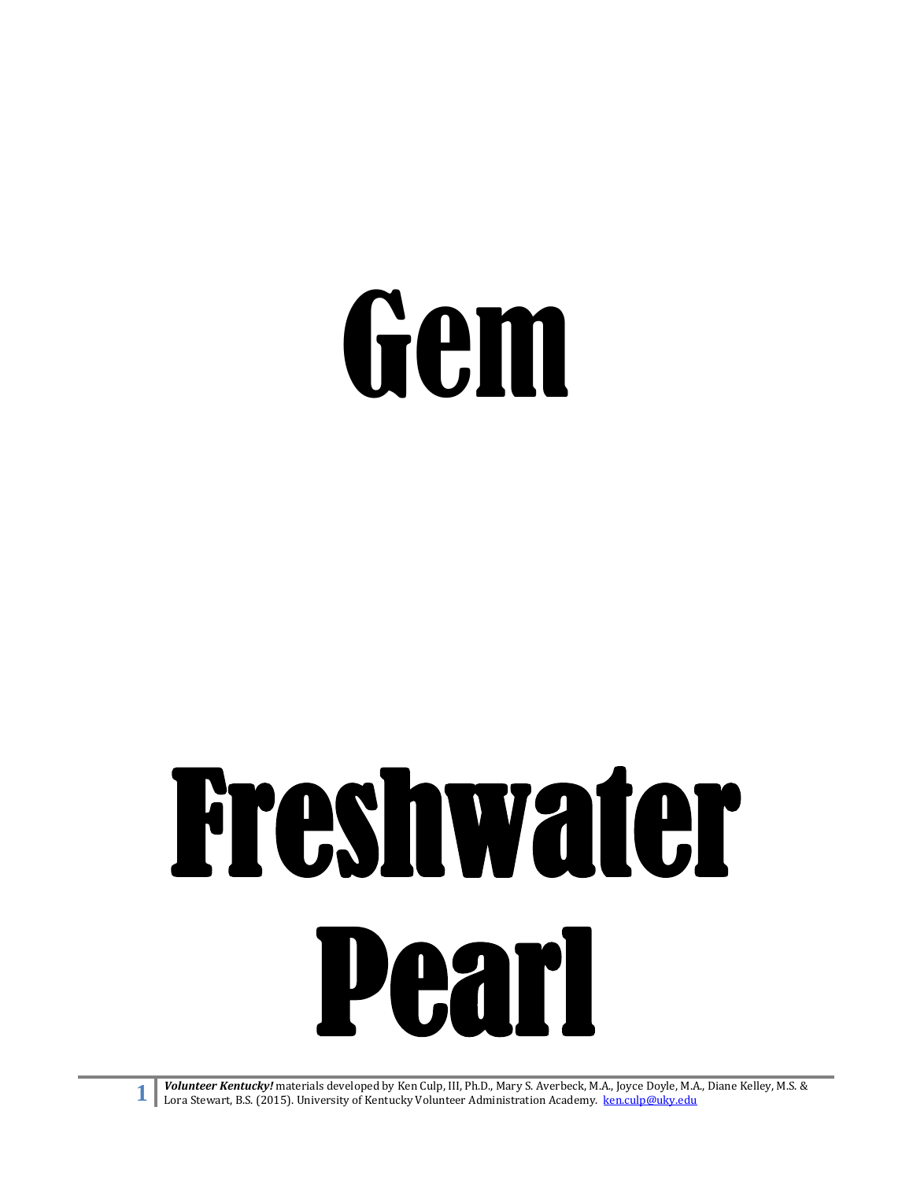# Gem

# Freshwater Pearl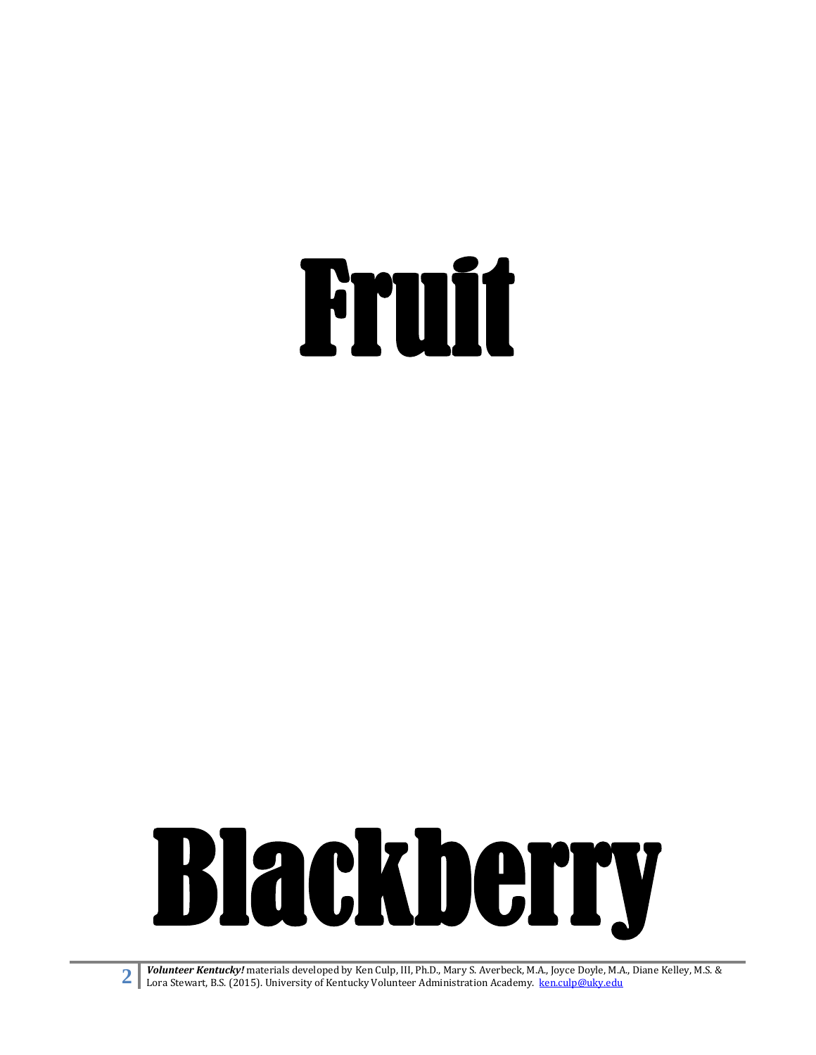# Fruit

# Blackberry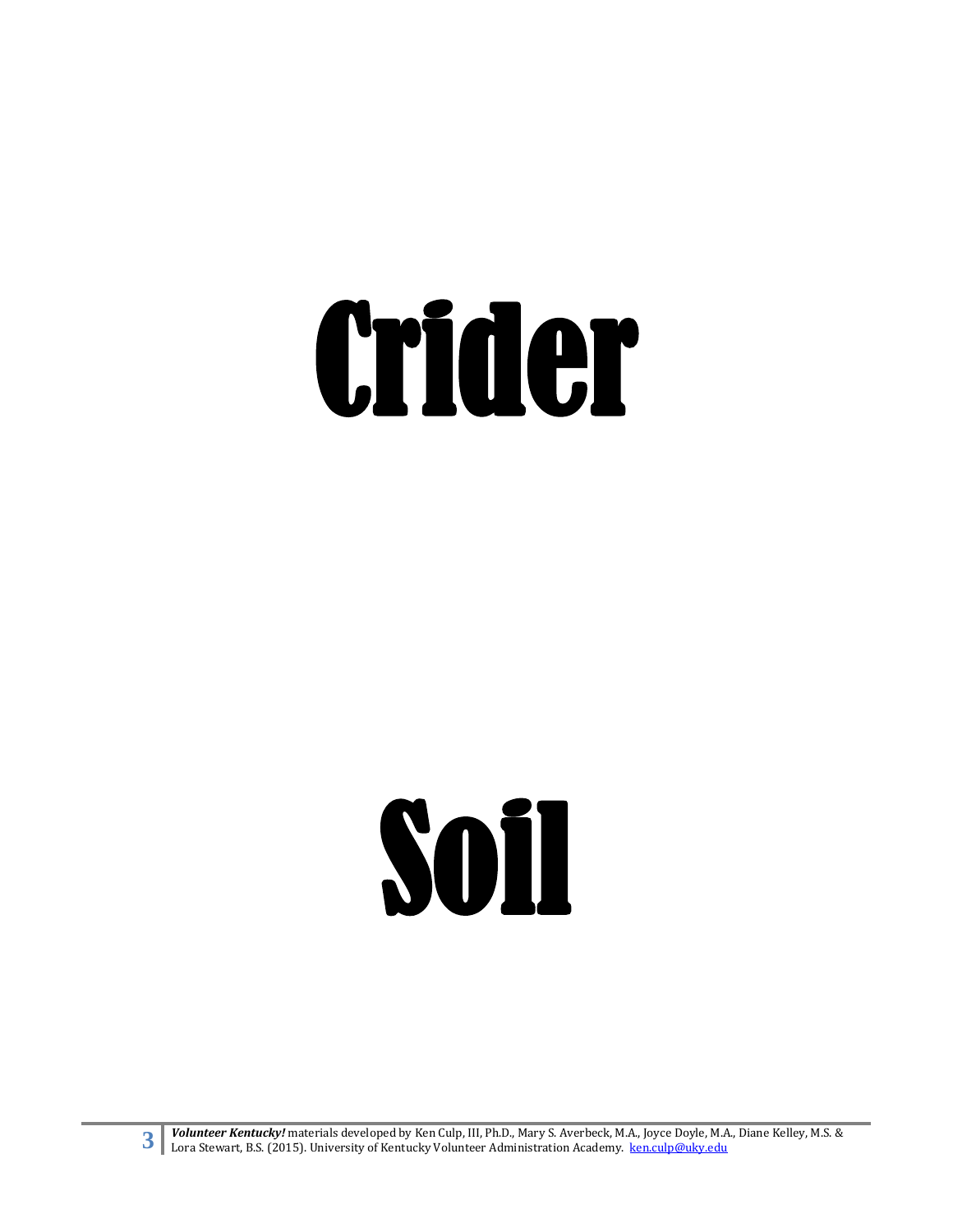# Crider

# Soil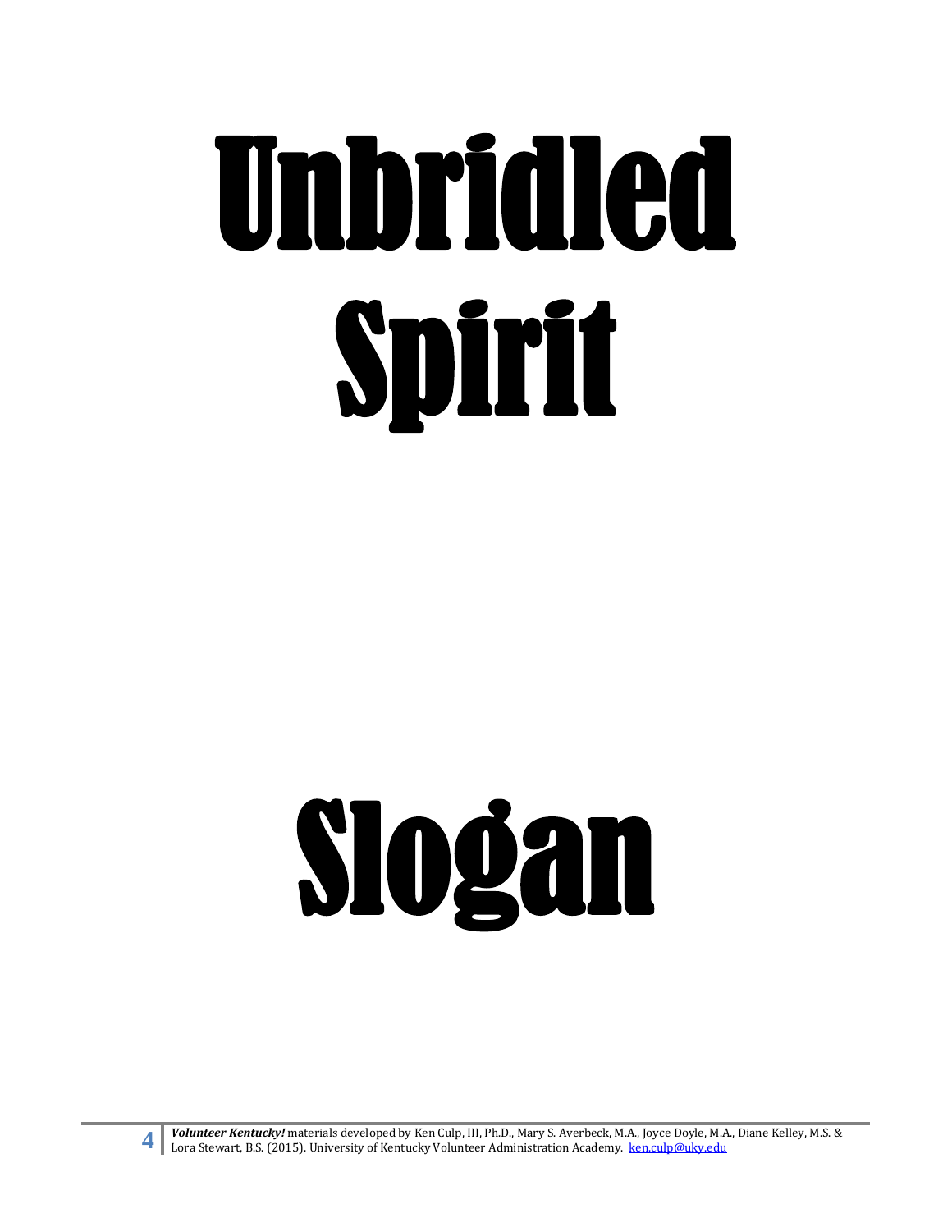# Unbridled Spirit

# Slogan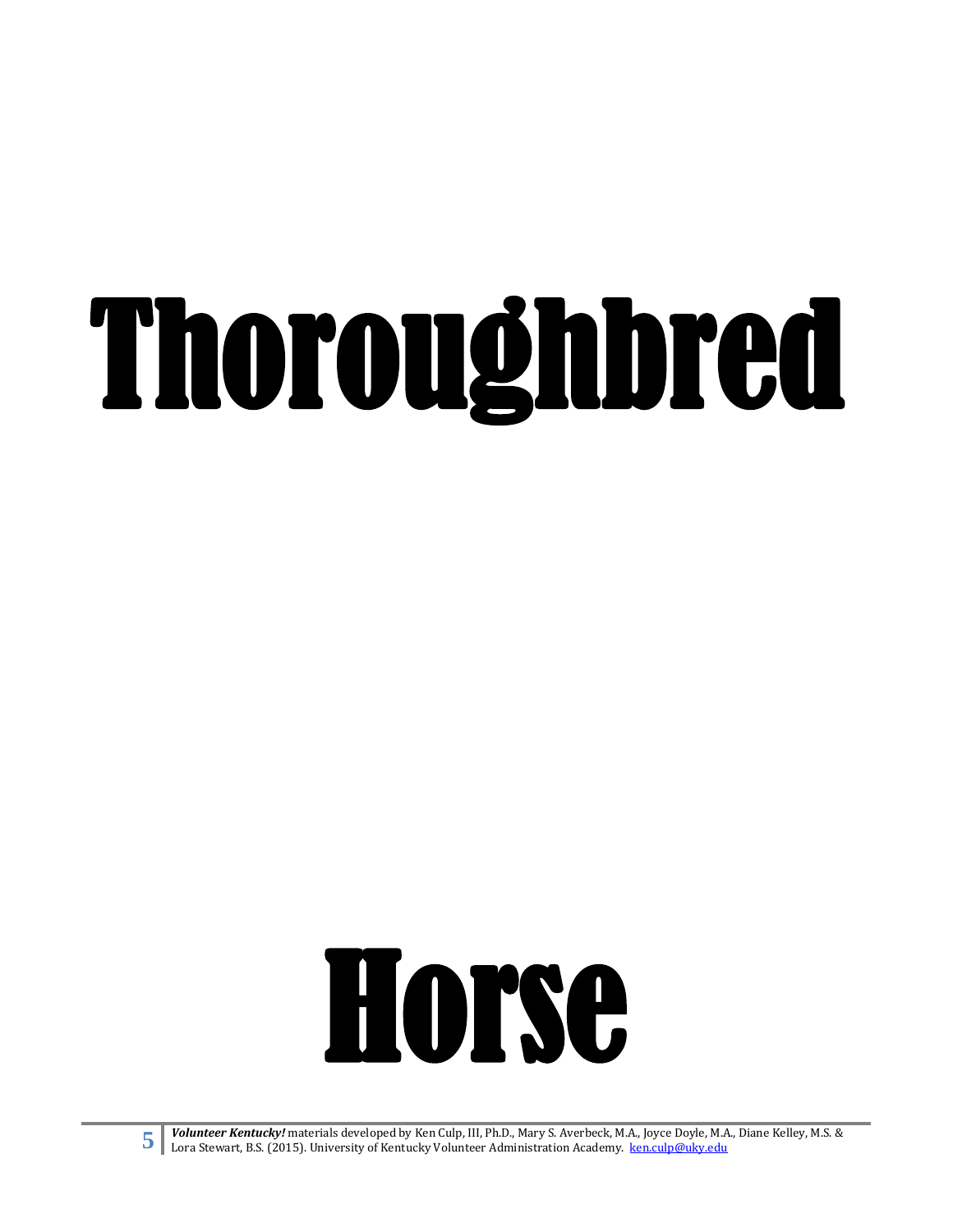# Thoroughbred

# Horse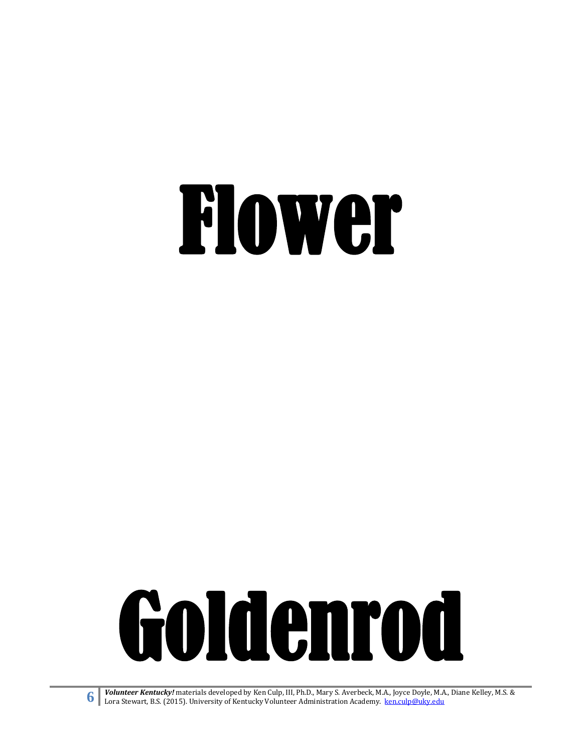# Flower

# Goldenrod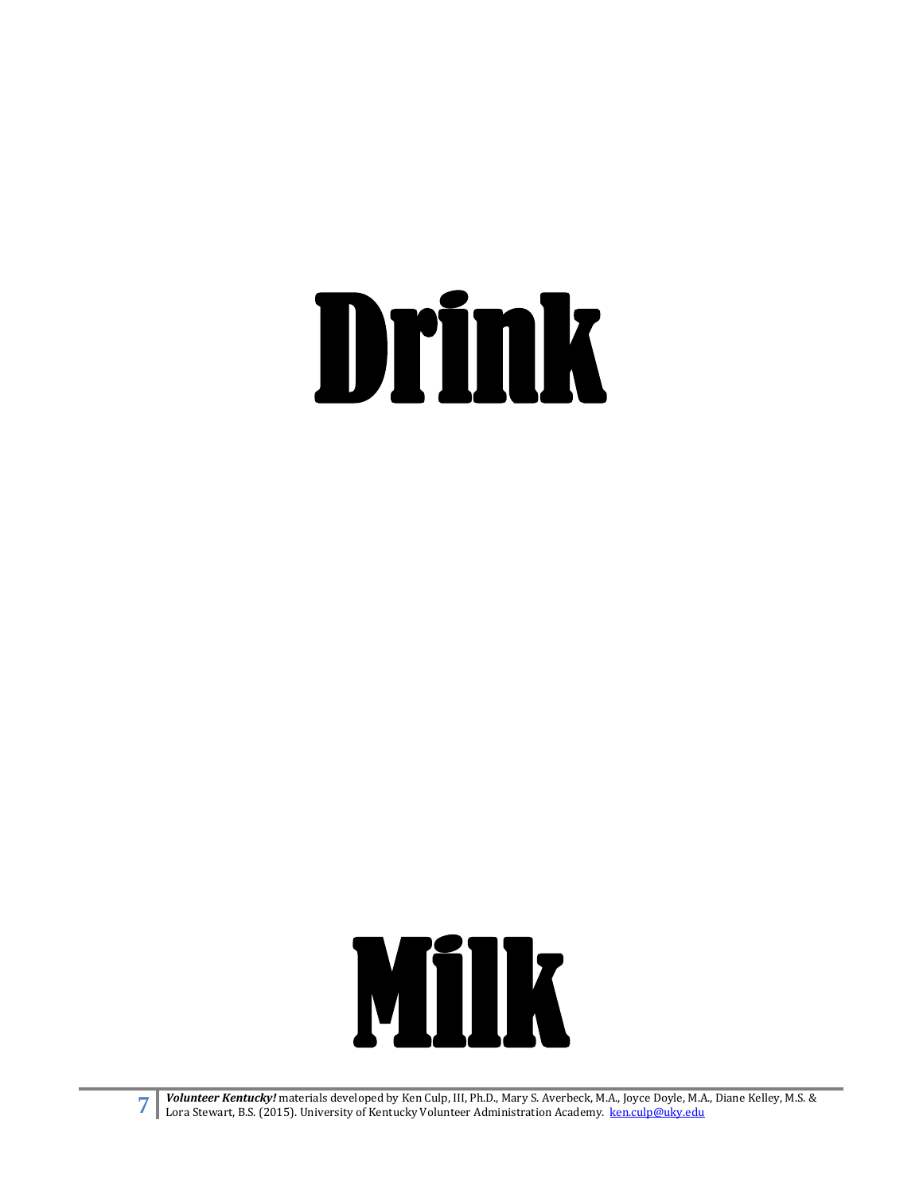# Drink

# Milk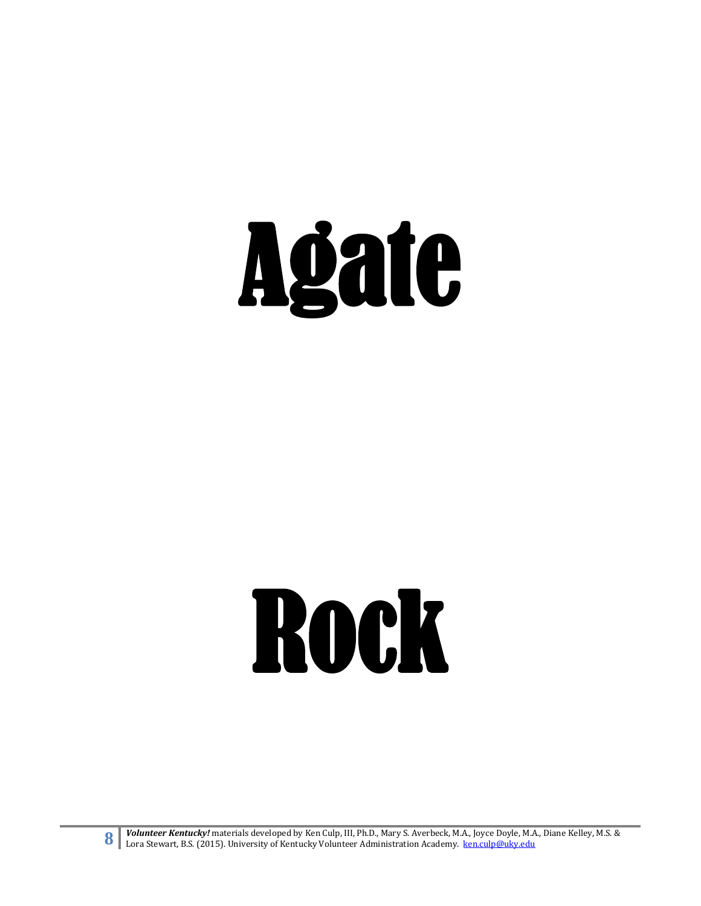# Agate

# Rock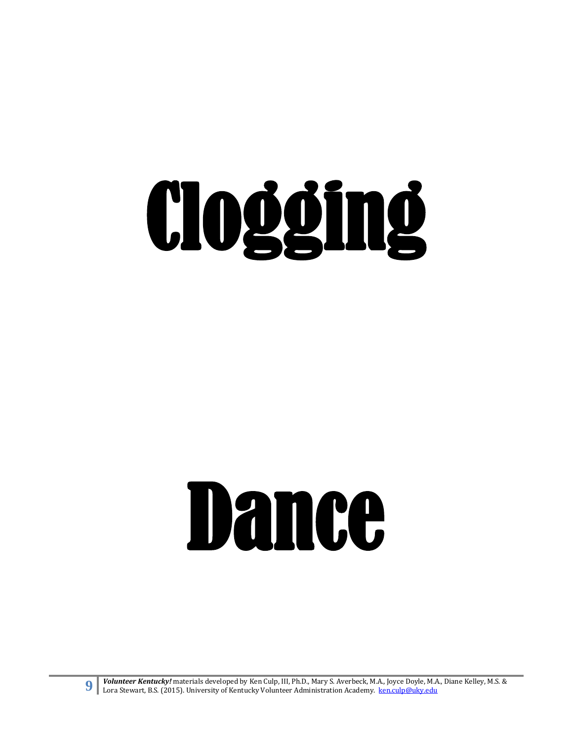# Clogging

# Dance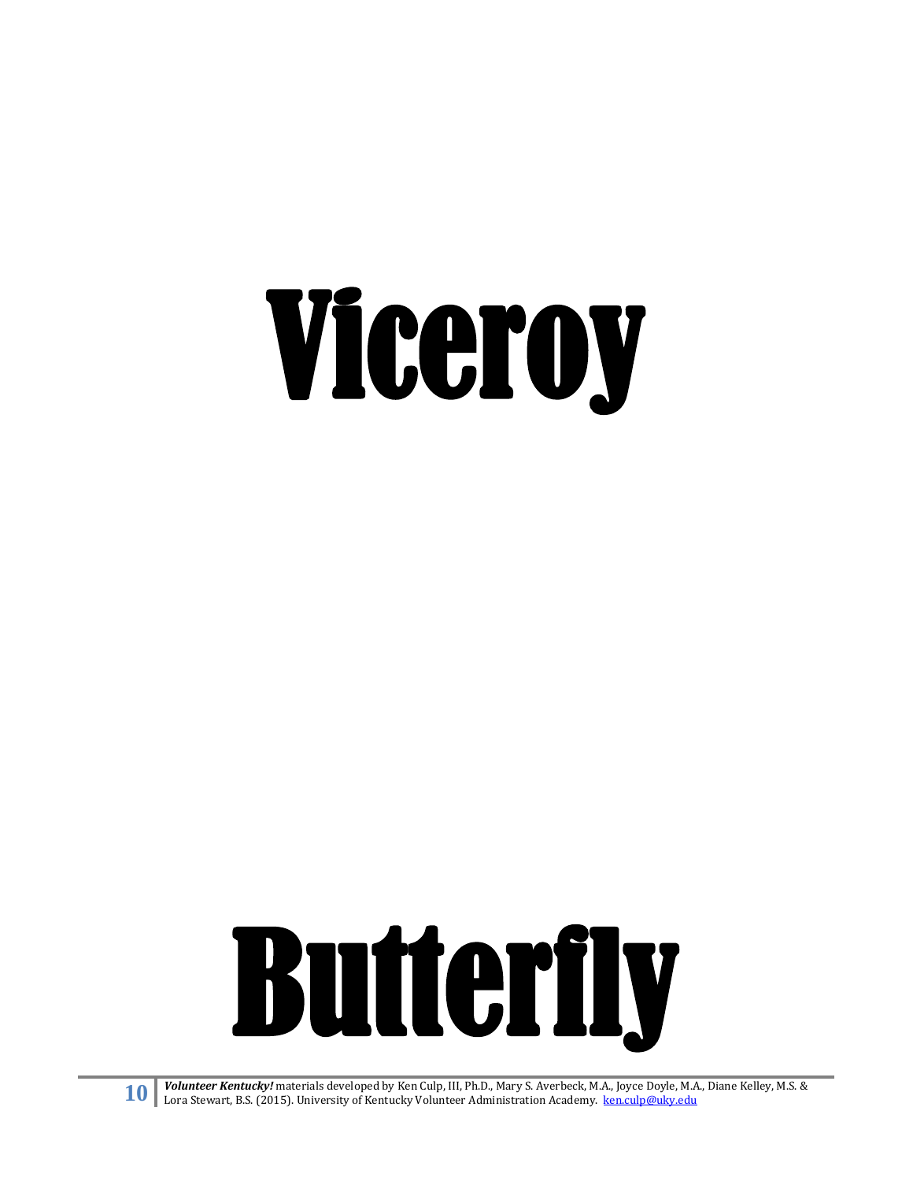# Viceroy

# Butterfly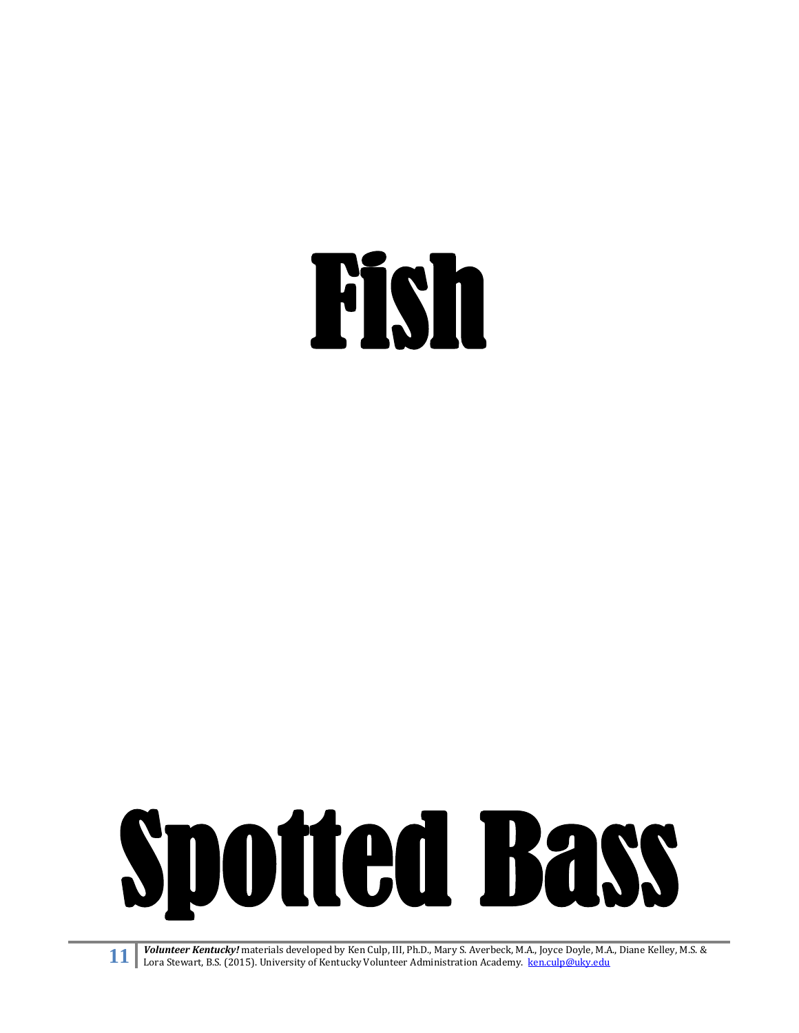# Fish

# Spotted Bass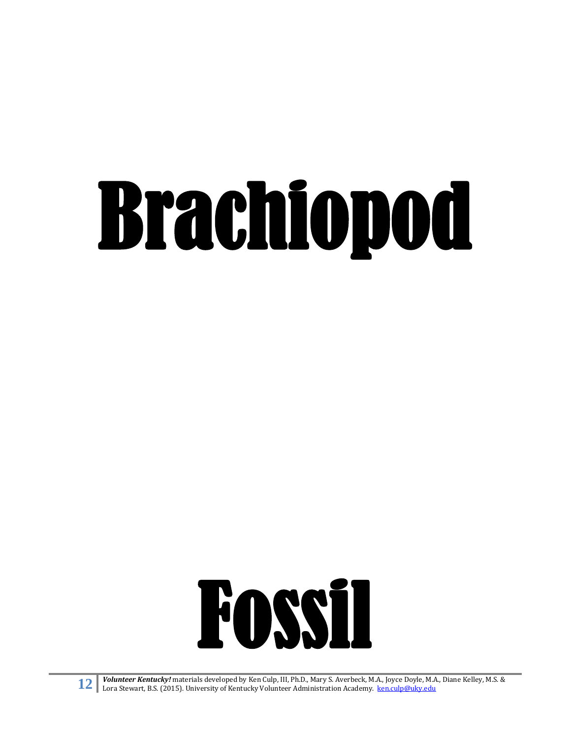# Brachiopod

# Fossil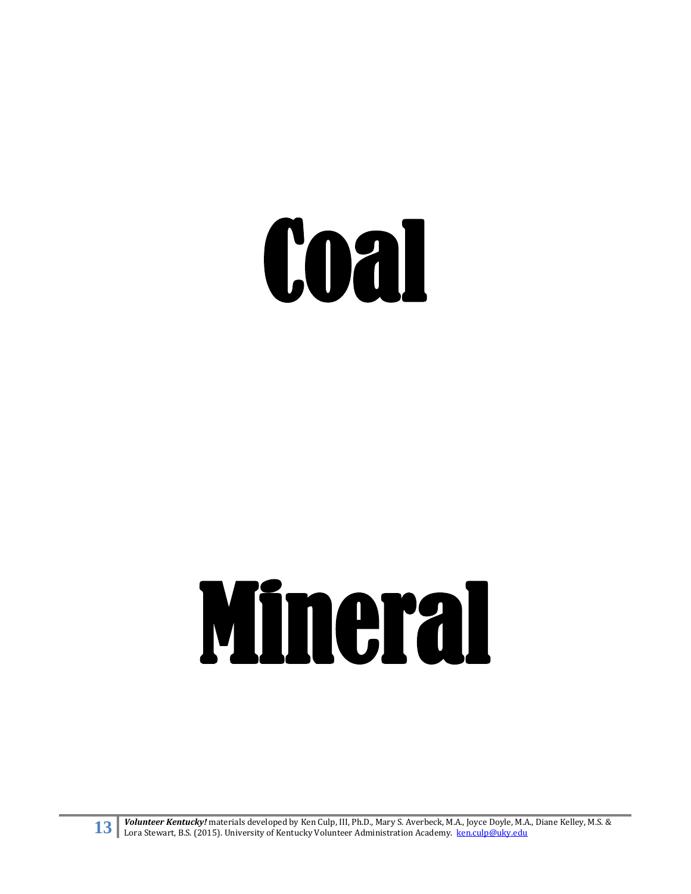# Coal

# Mineral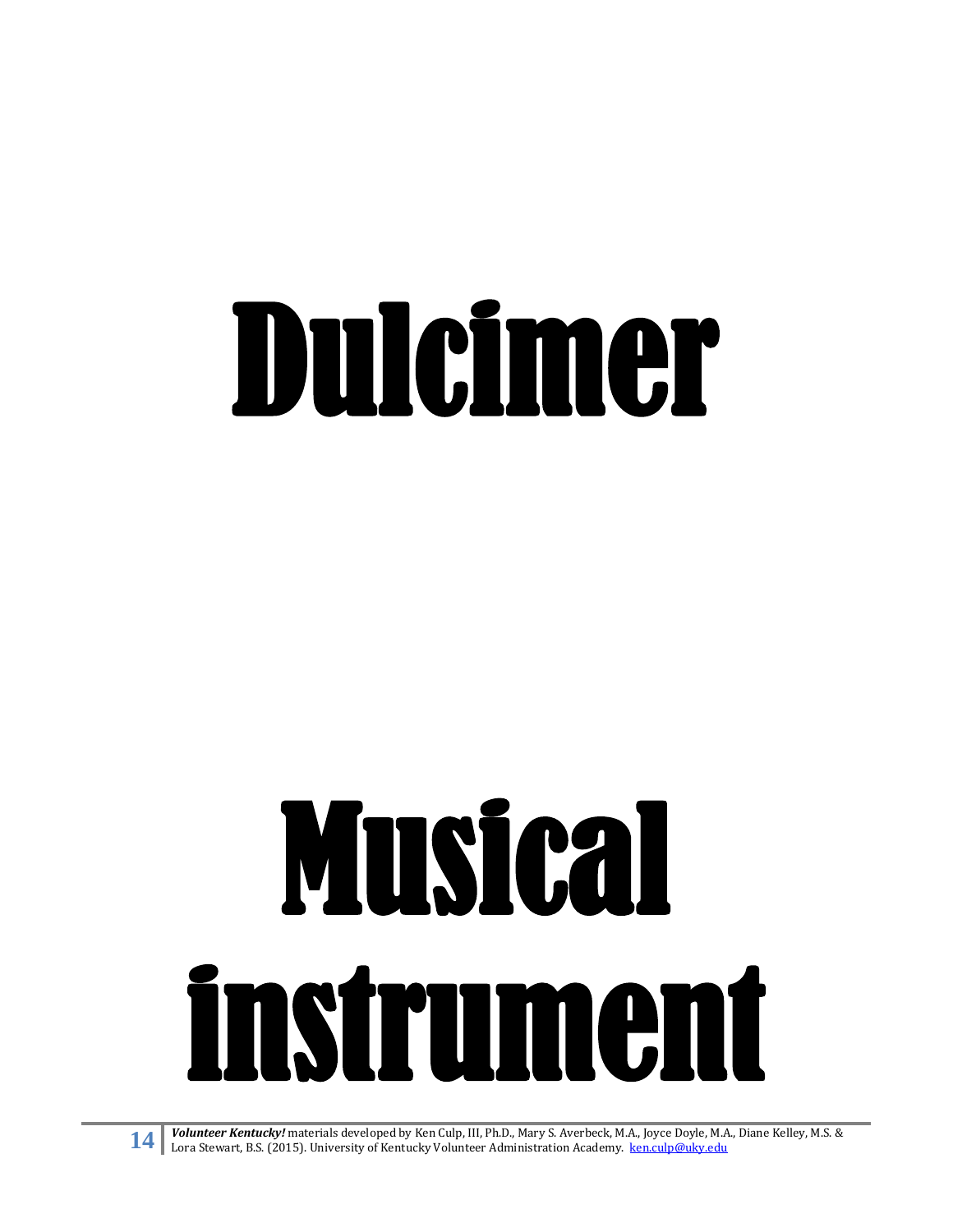# Dulcimer

# Musical instrument